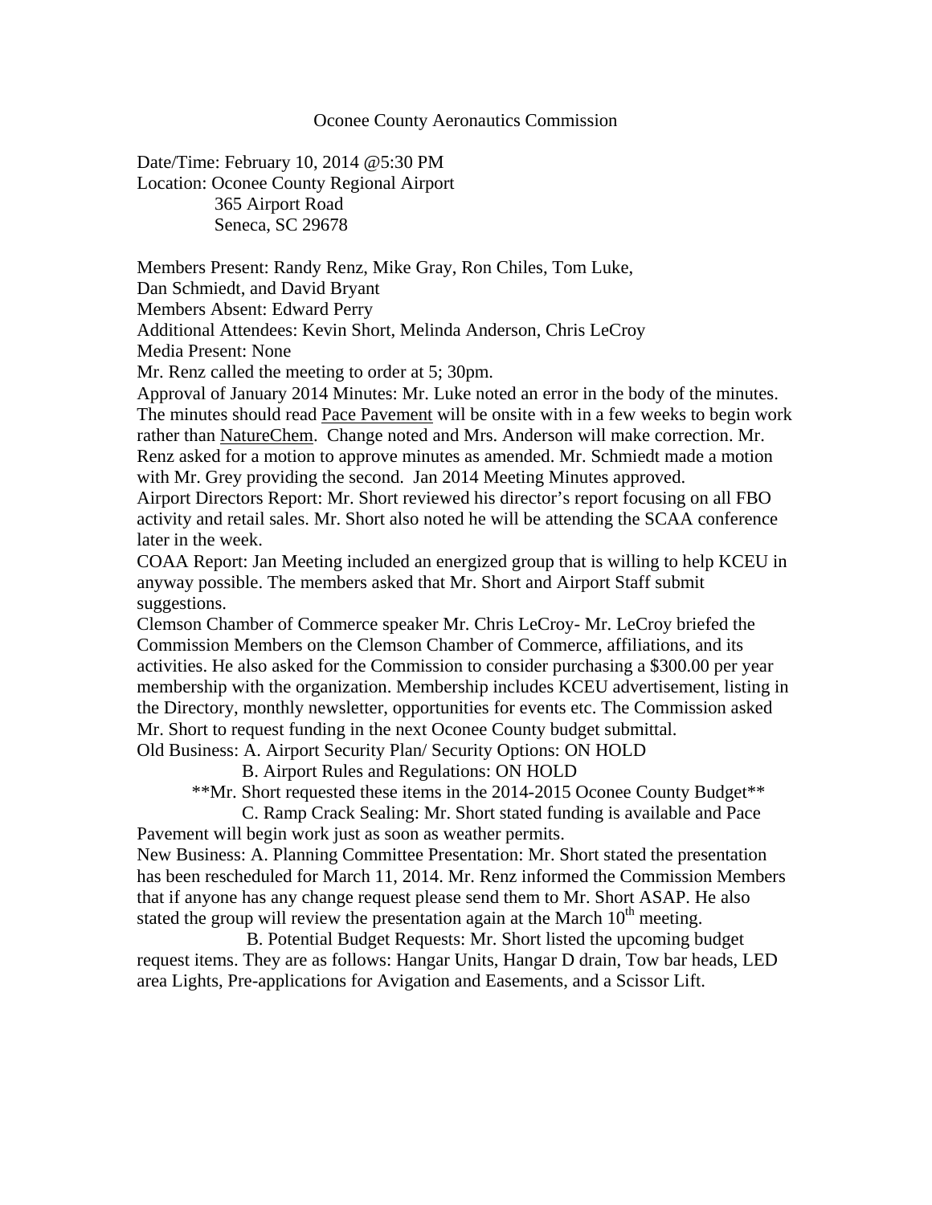# Oconee County Aeronautics Commission

Date/Time: February 10, 2014 @5:30 PM
Location: Oconee County Regional Airport
365 Airport Road
Seneca, SC 29678

Members Present: Randy Renz, Mike Gray, Ron Chiles, Tom Luke,
Dan Schmiedt, and David Bryant
Members Absent: Edward Perry
Additional Attendees: Kevin Short, Melinda Anderson, Chris LeCroy
Media Present: None

Mr. Renz called the meeting to order at 5; 30pm.

Approval of January 2014 Minutes: Mr. Luke noted an error in the body of the minutes. The minutes should read Pace Pavement will be onsite with in a few weeks to begin work rather than NatureChem. Change noted and Mrs. Anderson will make correction. Mr. Renz asked for a motion to approve minutes as amended. Mr. Schmiedt made a motion with Mr. Grey providing the second. Jan 2014 Meeting Minutes approved.

Airport Directors Report: Mr. Short reviewed his director's report focusing on all FBO activity and retail sales. Mr. Short also noted he will be attending the SCAA conference later in the week.

COAA Report: Jan Meeting included an energized group that is willing to help KCEU in anyway possible. The members asked that Mr. Short and Airport Staff submit suggestions.

Clemson Chamber of Commerce speaker Mr. Chris LeCroy- Mr. LeCroy briefed the Commission Members on the Clemson Chamber of Commerce, affiliations, and its activities. He also asked for the Commission to consider purchasing a $300.00 per year membership with the organization. Membership includes KCEU advertisement, listing in the Directory, monthly newsletter, opportunities for events etc. The Commission asked Mr. Short to request funding in the next Oconee County budget submittal.

Old Business: A. Airport Security Plan/ Security Options: ON HOLD

B. Airport Rules and Regulations: ON HOLD

**Mr. Short requested these items in the 2014-2015 Oconee County Budget**

C. Ramp Crack Sealing: Mr. Short stated funding is available and Pace Pavement will begin work just as soon as weather permits.

New Business: A. Planning Committee Presentation: Mr. Short stated the presentation has been rescheduled for March 11, 2014. Mr. Renz informed the Commission Members that if anyone has any change request please send them to Mr. Short ASAP. He also stated the group will review the presentation again at the March 10th meeting.

B. Potential Budget Requests: Mr. Short listed the upcoming budget request items. They are as follows: Hangar Units, Hangar D drain, Tow bar heads, LED area Lights, Pre-applications for Avigation and Easements, and a Scissor Lift.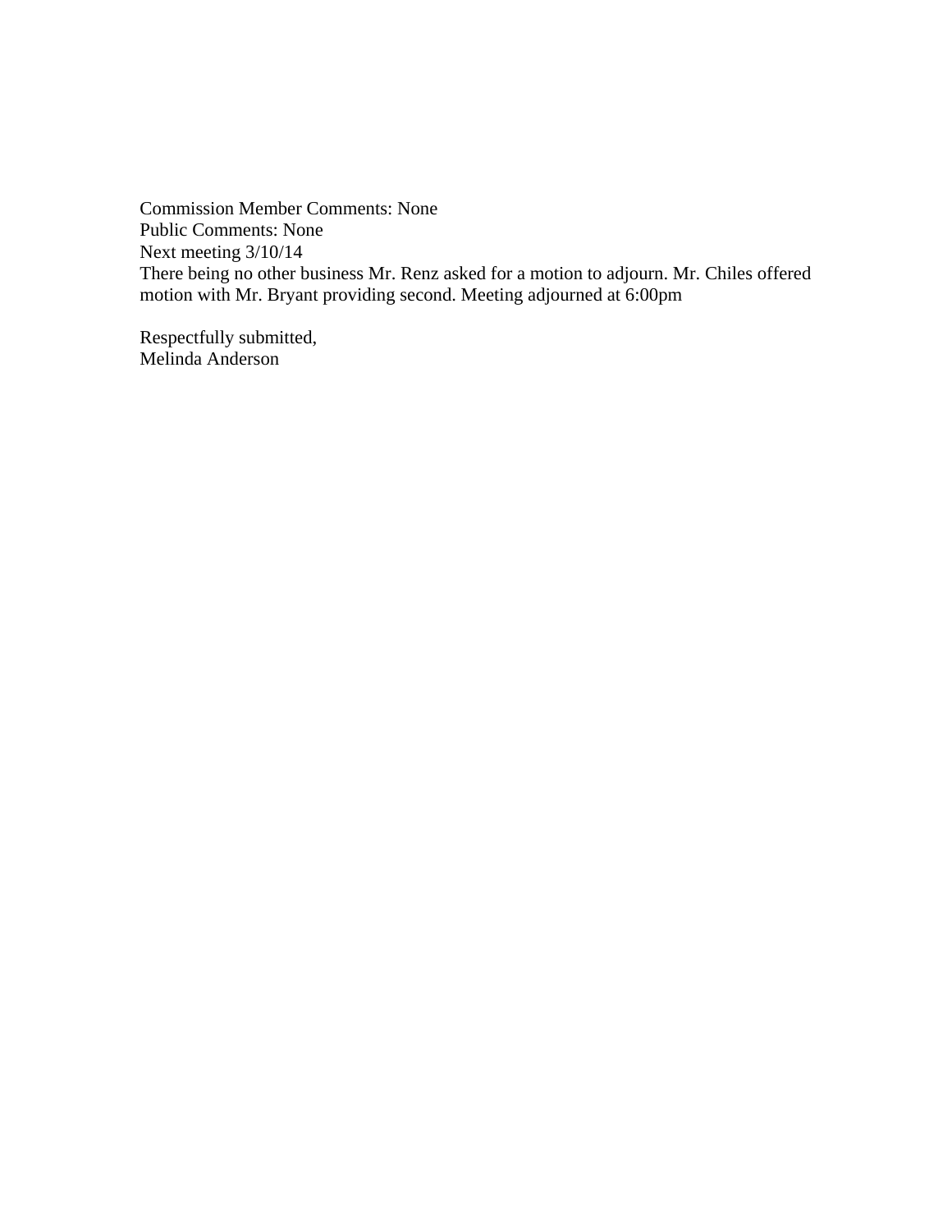Commission Member Comments: None
Public Comments: None
Next meeting 3/10/14
There being no other business Mr. Renz asked for a motion to adjourn. Mr. Chiles offered motion with Mr. Bryant providing second. Meeting adjourned at 6:00pm

Respectfully submitted,
Melinda Anderson